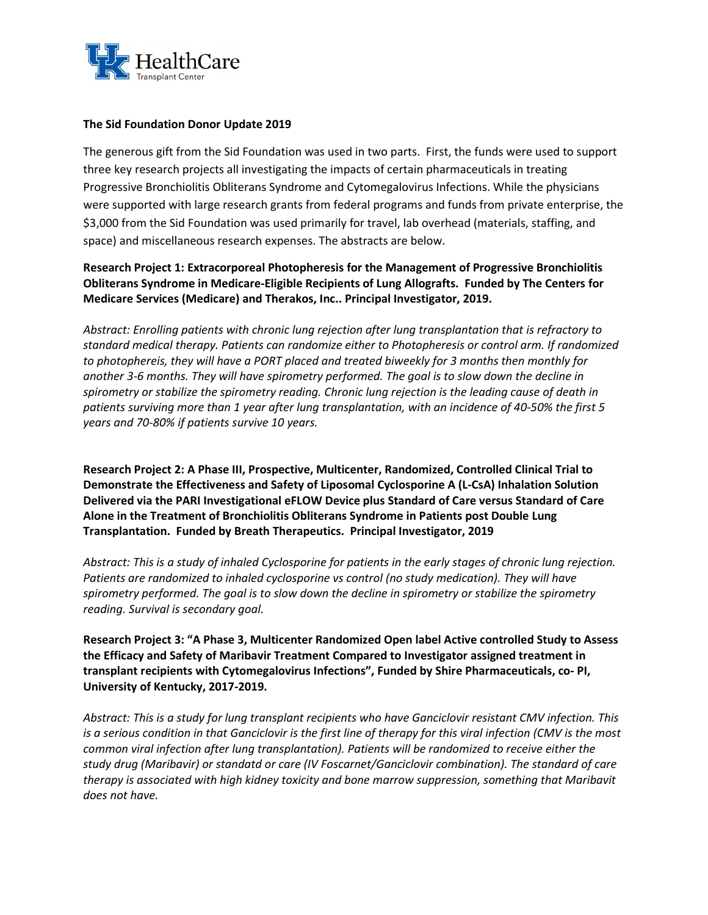UK HealthCare Transplant Center

**The Sid Foundation Donor Update 2019**

The generous gift from the Sid Foundation was used in two parts. First, the funds were used to support three key research projects all investigating the impacts of certain pharmaceuticals in treating Progressive Bronchiolitis Obliterans Syndrome and Cytomegalovirus Infections. While the physicians were supported with large research grants from federal programs and funds from private enterprise, the $3,000 from the Sid Foundation was used primarily for travel, lab overhead (materials, staffing, and space) and miscellaneous research expenses. The abstracts are below.

**Research Project 1: Extracorporeal Photopheresis for the Management of Progressive Bronchiolitis Obliterans Syndrome in Medicare-Eligible Recipients of Lung Allografts. Funded by The Centers for Medicare Services (Medicare) and Therakos, Inc.. Principal Investigator, 2019.**

*Abstract: Enrolling patients with chronic lung rejection after lung transplantation that is refractory to standard medical therapy. Patients can randomize either to Photopheresis or control arm. If randomized to photophereis, they will have a PORT placed and treated biweekly for 3 months then monthly for another 3-6 months. They will have spirometry performed. The goal is to slow down the decline in spirometry or stabilize the spirometry reading. Chronic lung rejection is the leading cause of death in patients surviving more than 1 year after lung transplantation, with an incidence of 40-50% the first 5 years and 70-80% if patients survive 10 years.*

**Research Project 2: A Phase III, Prospective, Multicenter, Randomized, Controlled Clinical Trial to Demonstrate the Effectiveness and Safety of Liposomal Cyclosporine A (L-CsA) Inhalation Solution Delivered via the PARI Investigational eFLOW Device plus Standard of Care versus Standard of Care Alone in the Treatment of Bronchiolitis Obliterans Syndrome in Patients post Double Lung Transplantation. Funded by Breath Therapeutics. Principal Investigator, 2019**

*Abstract: This is a study of inhaled Cyclosporine for patients in the early stages of chronic lung rejection. Patients are randomized to inhaled cyclosporine vs control (no study medication). They will have spirometry performed. The goal is to slow down the decline in spirometry or stabilize the spirometry reading. Survival is secondary goal.*

**Research Project 3: "A Phase 3, Multicenter Randomized Open label Active controlled Study to Assess the Efficacy and Safety of Maribavir Treatment Compared to Investigator assigned treatment in transplant recipients with Cytomegalovirus Infections", Funded by Shire Pharmaceuticals, co- PI, University of Kentucky, 2017-2019.**

*Abstract: This is a study for lung transplant recipients who have Ganciclovir resistant CMV infection. This is a serious condition in that Ganciclovir is the first line of therapy for this viral infection (CMV is the most common viral infection after lung transplantation). Patients will be randomized to receive either the study drug (Maribavir) or standatd or care (IV Foscarnet/Ganciclovir combination). The standard of care therapy is associated with high kidney toxicity and bone marrow suppression, something that Maribavit does not have.*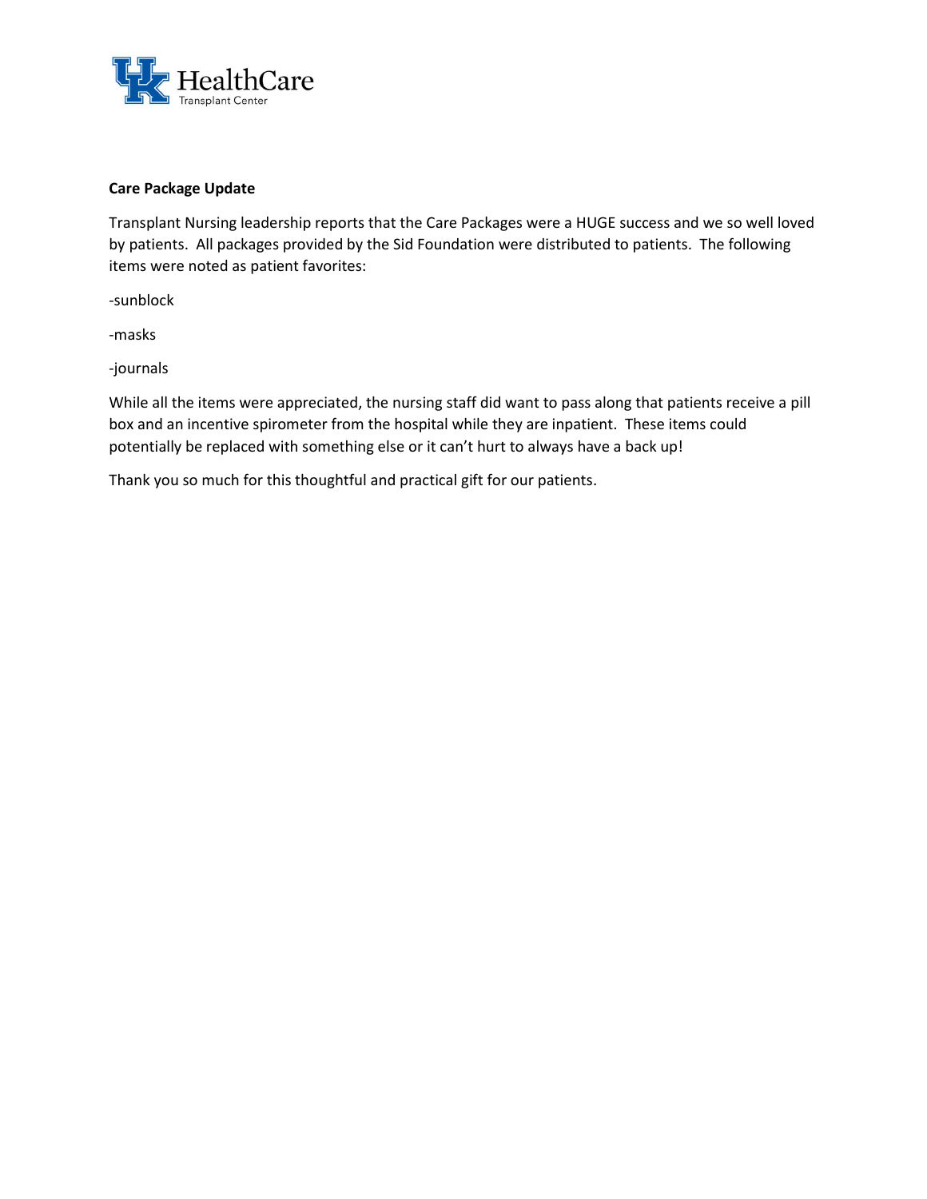UK HealthCare
Transplant Center

**Care Package Update**

Transplant Nursing leadership reports that the Care Packages were a HUGE success and we so well loved by patients. All packages provided by the Sid Foundation were distributed to patients. The following items were noted as patient favorites:

-sunblock

-masks

-journals

While all the items were appreciated, the nursing staff did want to pass along that patients receive a pill box and an incentive spirometer from the hospital while they are inpatient. These items could potentially be replaced with something else or it can't hurt to always have a back up!

Thank you so much for this thoughtful and practical gift for our patients.